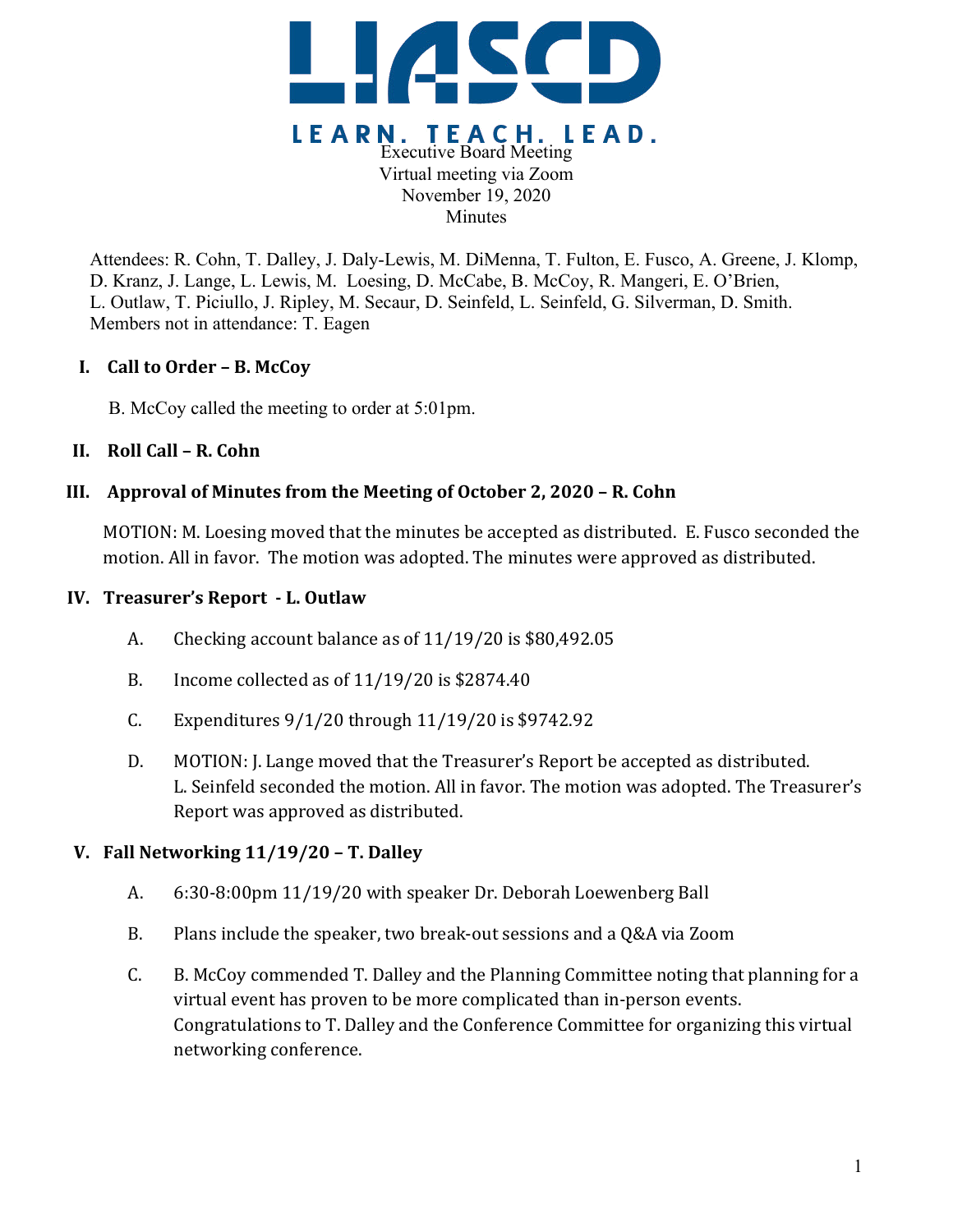LIASCD

LEARN. TEACH. LEAD.

Executive Board Meeting
Virtual meeting via Zoom
November 19, 2020
Minutes

Attendees: R. Cohn, T. Dalley, J. Daly-Lewis, M. DiMenna, T. Fulton, E. Fusco, A. Greene, J. Klomp, D. Kranz, J. Lange, L. Lewis, M. Loesing, D. McCabe, B. McCoy, R. Mangeri, E. O'Brien, L. Outlaw, T. Piciullo, J. Ripley, M. Secaur, D. Seinfeld, L. Seinfeld, G. Silverman, D. Smith.
Members not in attendance: T. Eagen

## I. Call to Order – B. McCoy

B. McCoy called the meeting to order at 5:01pm.

## II. Roll Call – R. Cohn

## III. Approval of Minutes from the Meeting of October 2, 2020 – R. Cohn

MOTION: M. Loesing moved that the minutes be accepted as distributed. E. Fusco seconded the motion. All in favor. The motion was adopted. The minutes were approved as distributed.

## IV. Treasurer's Report - L. Outlaw

A. Checking account balance as of 11/19/20 is $80,492.05

B. Income collected as of 11/19/20 is $2874.40

C. Expenditures 9/1/20 through 11/19/20 is $9742.92

D. MOTION: J. Lange moved that the Treasurer's Report be accepted as distributed. L. Seinfeld seconded the motion. All in favor. The motion was adopted. The Treasurer's Report was approved as distributed.

## V. Fall Networking 11/19/20 – T. Dalley

A. 6:30-8:00pm 11/19/20 with speaker Dr. Deborah Loewenberg Ball

B. Plans include the speaker, two break-out sessions and a Q&A via Zoom

C. B. McCoy commended T. Dalley and the Planning Committee noting that planning for a virtual event has proven to be more complicated than in-person events. Congratulations to T. Dalley and the Conference Committee for organizing this virtual networking conference.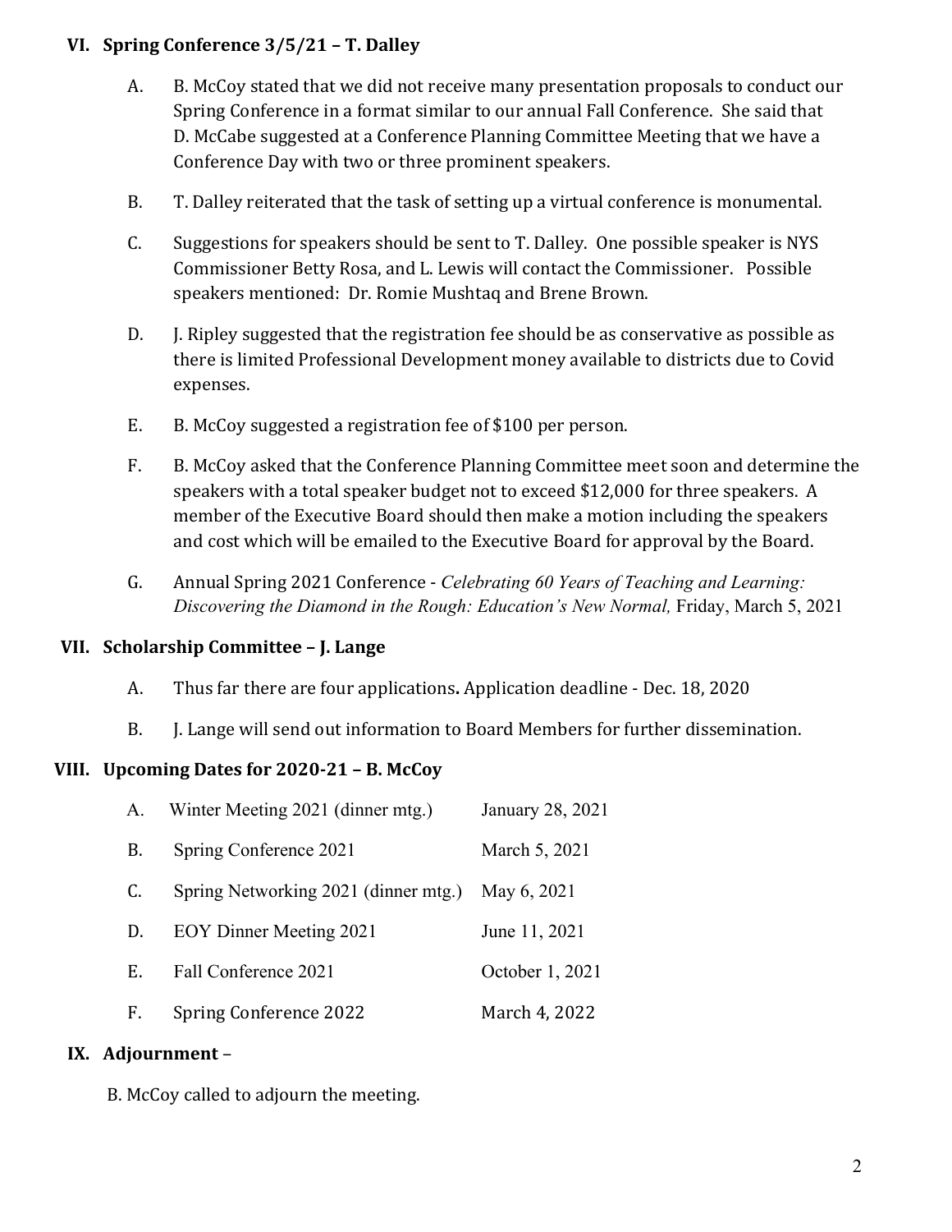## VI. Spring Conference 3/5/21 – T. Dalley

A. B. McCoy stated that we did not receive many presentation proposals to conduct our Spring Conference in a format similar to our annual Fall Conference. She said that D. McCabe suggested at a Conference Planning Committee Meeting that we have a Conference Day with two or three prominent speakers.

B. T. Dalley reiterated that the task of setting up a virtual conference is monumental.

C. Suggestions for speakers should be sent to T. Dalley. One possible speaker is NYS Commissioner Betty Rosa, and L. Lewis will contact the Commissioner. Possible speakers mentioned: Dr. Romie Mushtaq and Brene Brown.

D. J. Ripley suggested that the registration fee should be as conservative as possible as there is limited Professional Development money available to districts due to Covid expenses.

E. B. McCoy suggested a registration fee of $100 per person.

F. B. McCoy asked that the Conference Planning Committee meet soon and determine the speakers with a total speaker budget not to exceed $12,000 for three speakers. A member of the Executive Board should then make a motion including the speakers and cost which will be emailed to the Executive Board for approval by the Board.

G. Annual Spring 2021 Conference - *Celebrating 60 Years of Teaching and Learning: Discovering the Diamond in the Rough: Education's New Normal,* Friday, March 5, 2021

## VII. Scholarship Committee – J. Lange

A. Thus far there are four applications**.** Application deadline - Dec. 18, 2020

B. J. Lange will send out information to Board Members for further dissemination.

## VIII. Upcoming Dates for 2020-21 – B. McCoy

| | | |
|---|---|---|
| A. | Winter Meeting 2021 (dinner mtg.) | January 28, 2021 |
| B. | Spring Conference 2021 | March 5, 2021 |
| C. | Spring Networking 2021 (dinner mtg.) | May 6, 2021 |
| D. | EOY Dinner Meeting 2021 | June 11, 2021 |
| E. | Fall Conference 2021 | October 1, 2021 |
| F. | Spring Conference 2022 | March 4, 2022 |

## IX. Adjournment –

B. McCoy called to adjourn the meeting.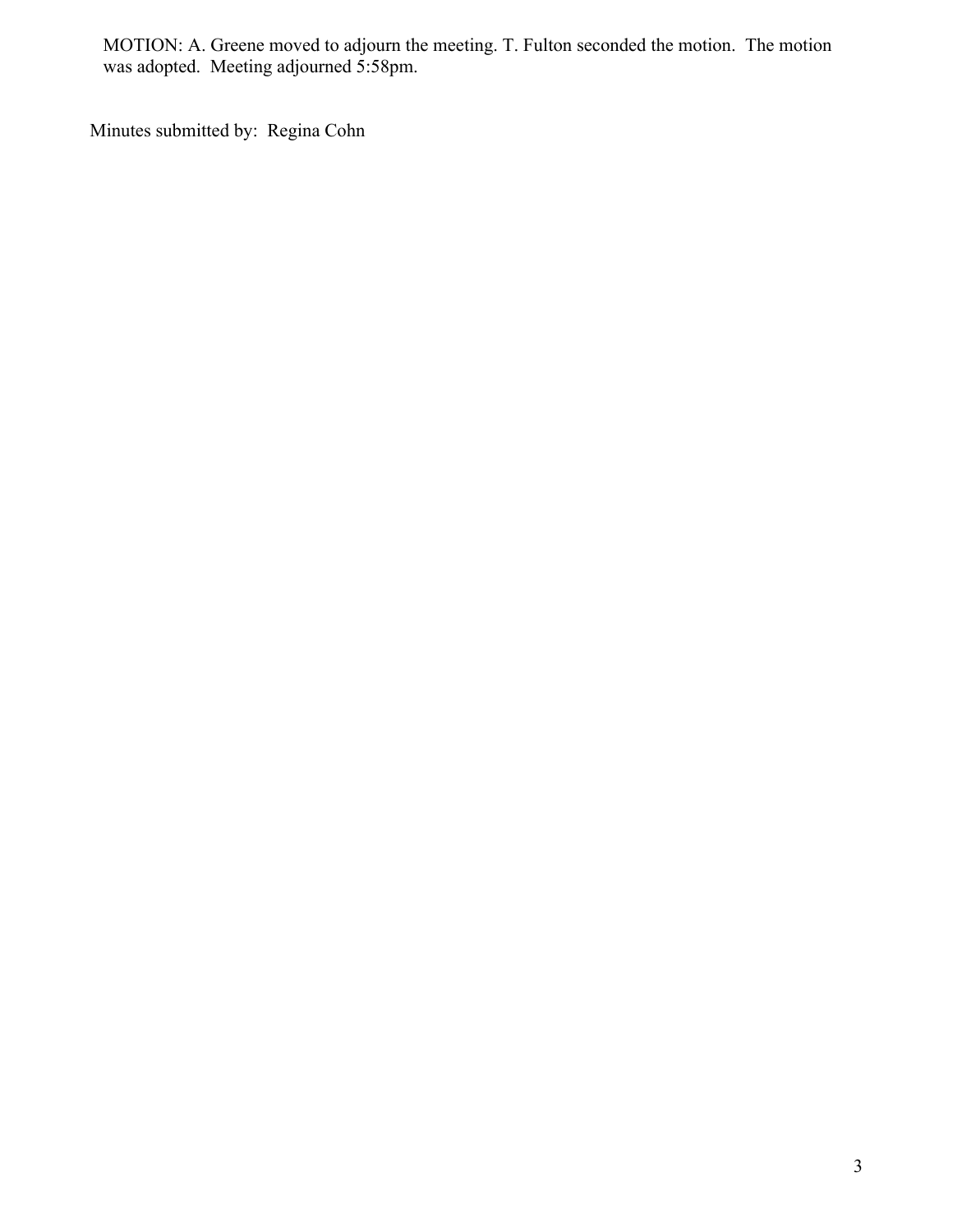MOTION: A. Greene moved to adjourn the meeting. T. Fulton seconded the motion. The motion was adopted. Meeting adjourned 5:58pm.

Minutes submitted by: Regina Cohn